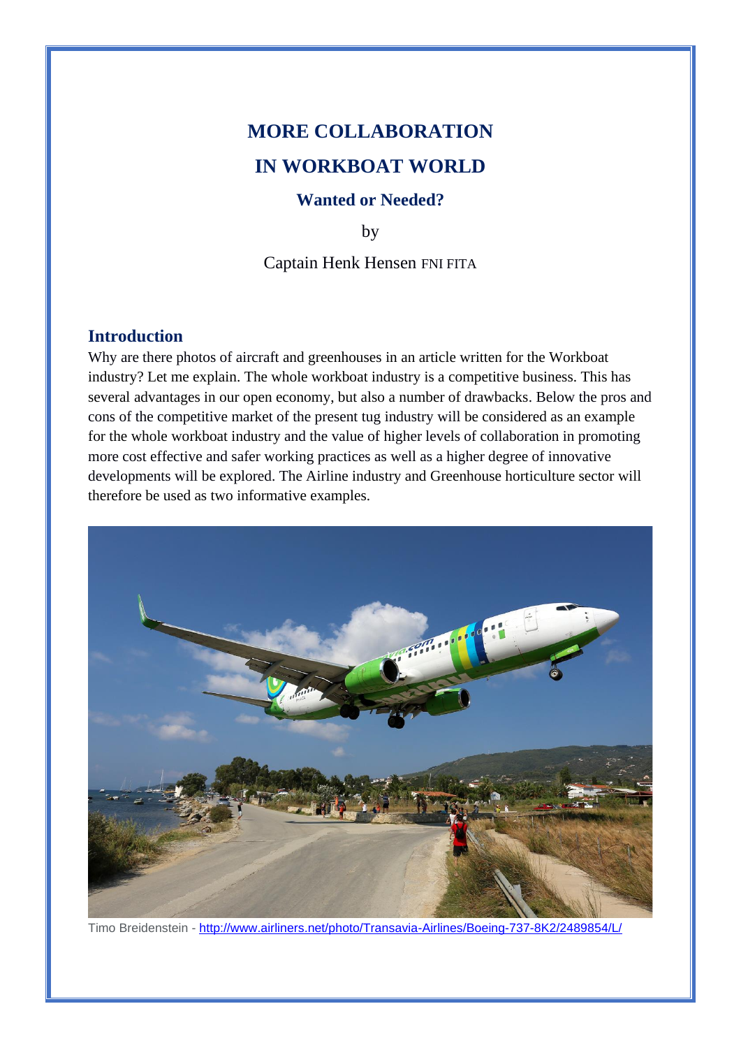# MORE COLLABORATION IN WORKBOAT WORLD

### Wanted or Needed?

by

Captain Henk Hensen FNI FITA

## Introduction

Why are there photos of aircraft and greenhouses in an article written for the Workboat industry? Let me explain. The whole workboat industry is a competitive business. This has several advantages in our open economy, but also a number of drawbacks. Below the pros and cons of the competitive market of the present tug industry will be considered as an example for the whole workboat industry and the value of higher levels of collaboration in promoting more cost effective and safer working practices as well as a higher degree of innovative developments will be explored. The Airline industry and Greenhouse horticulture sector will therefore be used as two informative examples.

Timo Breidenstein - http://www.airliners.net/photo/Transavia-Airlines/Boeing-737-8K2/2489854/L/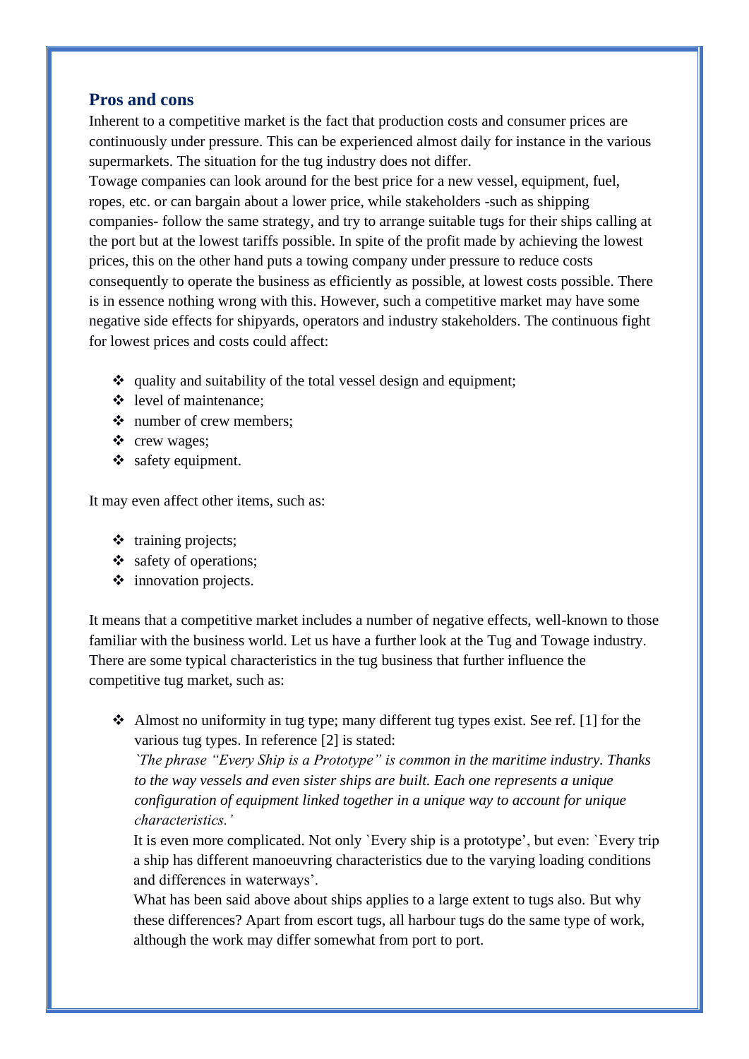## Pros and cons

Inherent to a competitive market is the fact that production costs and consumer prices are continuously under pressure. This can be experienced almost daily for instance in the various supermarkets. The situation for the tug industry does not differ.

Towage companies can look around for the best price for a new vessel, equipment, fuel, ropes, etc. or can bargain about a lower price, while stakeholders -such as shipping companies- follow the same strategy, and try to arrange suitable tugs for their ships calling at the port but at the lowest tariffs possible. In spite of the profit made by achieving the lowest prices, this on the other hand puts a towing company under pressure to reduce costs consequently to operate the business as efficiently as possible, at lowest costs possible. There is in essence nothing wrong with this. However, such a competitive market may have some negative side effects for shipyards, operators and industry stakeholders. The continuous fight for lowest prices and costs could affect:

- quality and suitability of the total vessel design and equipment;
- level of maintenance;
- number of crew members;
- crew wages;
- safety equipment.

It may even affect other items, such as:

- training projects;
- safety of operations;
- innovation projects.

It means that a competitive market includes a number of negative effects, well-known to those familiar with the business world. Let us have a further look at the Tug and Towage industry. There are some typical characteristics in the tug business that further influence the competitive tug market, such as:

- Almost no uniformity in tug type; many different tug types exist. See ref. [1] for the various tug types. In reference [2] is stated:
  *`The phrase "Every Ship is a Prototype" is common in the maritime industry. Thanks to the way vessels and even sister ships are built. Each one represents a unique configuration of equipment linked together in a unique way to account for unique characteristics.'*
  It is even more complicated. Not only `Every ship is a prototype', but even: `Every trip a ship has different manoeuvring characteristics due to the varying loading conditions and differences in waterways'.
  What has been said above about ships applies to a large extent to tugs also. But why these differences? Apart from escort tugs, all harbour tugs do the same type of work, although the work may differ somewhat from port to port.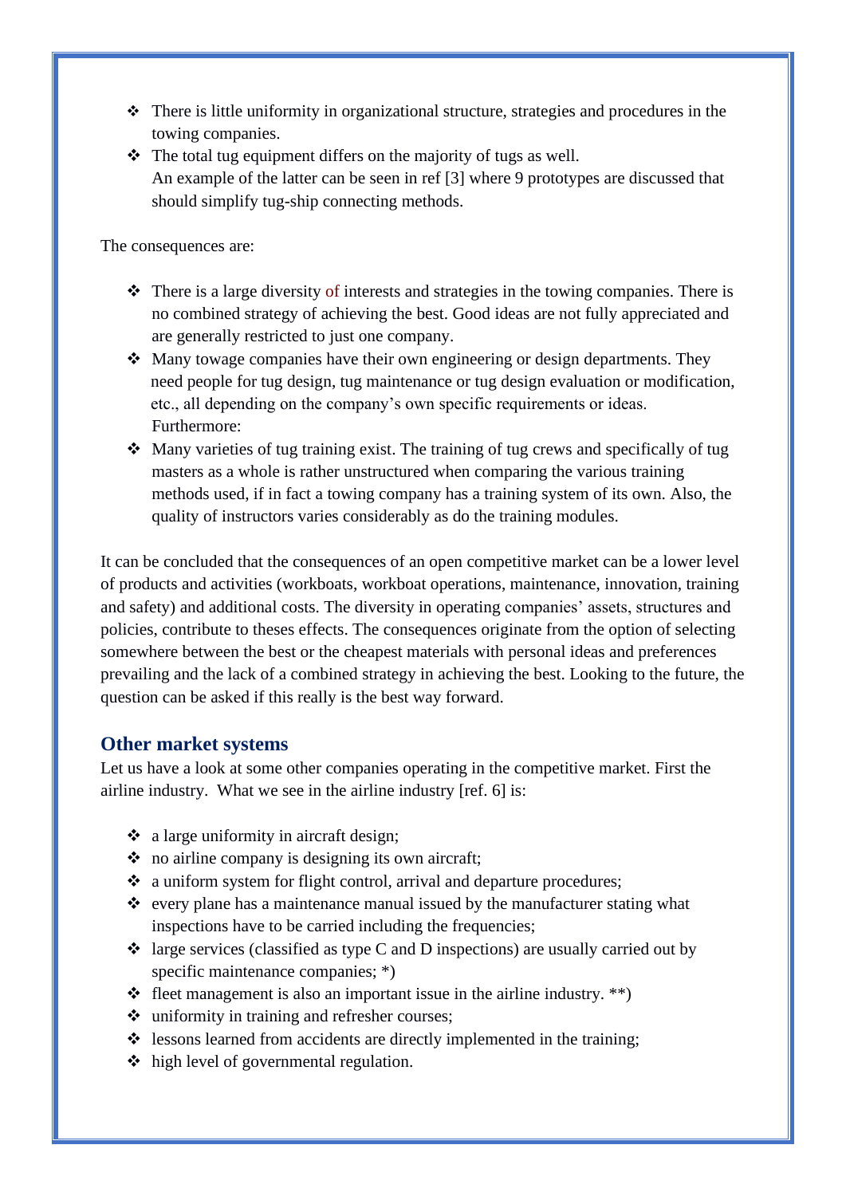- There is little uniformity in organizational structure, strategies and procedures in the towing companies.
- The total tug equipment differs on the majority of tugs as well.
  An example of the latter can be seen in ref [3] where 9 prototypes are discussed that should simplify tug-ship connecting methods.

The consequences are:

- There is a large diversity of interests and strategies in the towing companies. There is no combined strategy of achieving the best. Good ideas are not fully appreciated and are generally restricted to just one company.
- Many towage companies have their own engineering or design departments. They need people for tug design, tug maintenance or tug design evaluation or modification, etc., all depending on the company's own specific requirements or ideas.
  Furthermore:
- Many varieties of tug training exist. The training of tug crews and specifically of tug masters as a whole is rather unstructured when comparing the various training methods used, if in fact a towing company has a training system of its own. Also, the quality of instructors varies considerably as do the training modules.

It can be concluded that the consequences of an open competitive market can be a lower level of products and activities (workboats, workboat operations, maintenance, innovation, training and safety) and additional costs. The diversity in operating companies' assets, structures and policies, contribute to theses effects. The consequences originate from the option of selecting somewhere between the best or the cheapest materials with personal ideas and preferences prevailing and the lack of a combined strategy in achieving the best. Looking to the future, the question can be asked if this really is the best way forward.

## Other market systems

Let us have a look at some other companies operating in the competitive market. First the airline industry. What we see in the airline industry [ref. 6] is:

- a large uniformity in aircraft design;
- no airline company is designing its own aircraft;
- a uniform system for flight control, arrival and departure procedures;
- every plane has a maintenance manual issued by the manufacturer stating what inspections have to be carried including the frequencies;
- large services (classified as type C and D inspections) are usually carried out by specific maintenance companies; *)
- fleet management is also an important issue in the airline industry. **)
- uniformity in training and refresher courses;
- lessons learned from accidents are directly implemented in the training;
- high level of governmental regulation.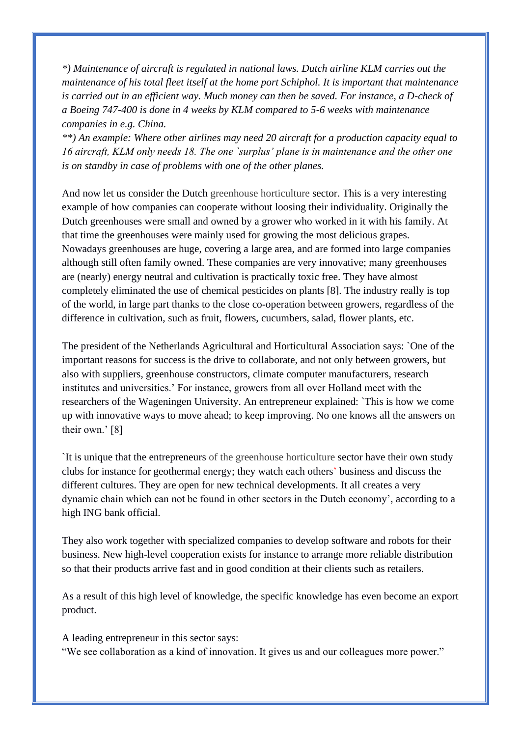*\*) Maintenance of aircraft is regulated in national laws. Dutch airline KLM carries out the maintenance of his total fleet itself at the home port Schiphol. It is important that maintenance is carried out in an efficient way. Much money can then be saved. For instance, a D-check of a Boeing 747-400 is done in 4 weeks by KLM compared to 5-6 weeks with maintenance companies in e.g. China.*
*\*\*) An example: Where other airlines may need 20 aircraft for a production capacity equal to 16 aircraft, KLM only needs 18. The one `surplus' plane is in maintenance and the other one is on standby in case of problems with one of the other planes.*

And now let us consider the Dutch greenhouse horticulture sector. This is a very interesting example of how companies can cooperate without loosing their individuality. Originally the Dutch greenhouses were small and owned by a grower who worked in it with his family. At that time the greenhouses were mainly used for growing the most delicious grapes. Nowadays greenhouses are huge, covering a large area, and are formed into large companies although still often family owned. These companies are very innovative; many greenhouses are (nearly) energy neutral and cultivation is practically toxic free. They have almost completely eliminated the use of chemical pesticides on plants [8]. The industry really is top of the world, in large part thanks to the close co-operation between growers, regardless of the difference in cultivation, such as fruit, flowers, cucumbers, salad, flower plants, etc.

The president of the Netherlands Agricultural and Horticultural Association says: `One of the important reasons for success is the drive to collaborate, and not only between growers, but also with suppliers, greenhouse constructors, climate computer manufacturers, research institutes and universities.' For instance, growers from all over Holland meet with the researchers of the Wageningen University. An entrepreneur explained: `This is how we come up with innovative ways to move ahead; to keep improving. No one knows all the answers on their own.' [8]

`It is unique that the entrepreneurs of the greenhouse horticulture sector have their own study clubs for instance for geothermal energy; they watch each others' business and discuss the different cultures. They are open for new technical developments. It all creates a very dynamic chain which can not be found in other sectors in the Dutch economy', according to a high ING bank official.

They also work together with specialized companies to develop software and robots for their business. New high-level cooperation exists for instance to arrange more reliable distribution so that their products arrive fast and in good condition at their clients such as retailers.

As a result of this high level of knowledge, the specific knowledge has even become an export product.

A leading entrepreneur in this sector says:
"We see collaboration as a kind of innovation. It gives us and our colleagues more power."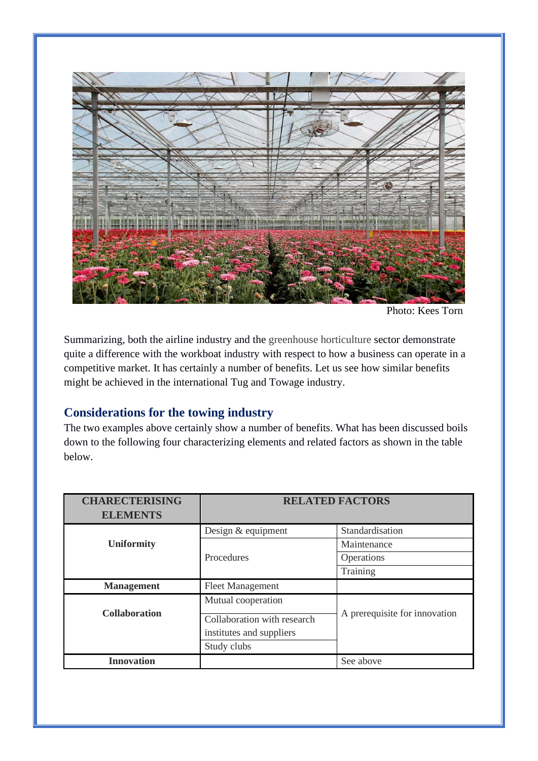Photo: Kees Torn

Summarizing, both the airline industry and the greenhouse horticulture sector demonstrate quite a difference with the workboat industry with respect to how a business can operate in a competitive market. It has certainly a number of benefits. Let us see how similar benefits might be achieved in the international Tug and Towage industry.

## Considerations for the towing industry

The two examples above certainly show a number of benefits. What has been discussed boils down to the following four characterizing elements and related factors as shown in the table below.

| CHARECTERISING ELEMENTS | RELATED FACTORS | |
|---|---|---|
| Uniformity | Design & equipment | Standardisation |
| | Procedures | Maintenance |
| | | Operations |
| | | Training |
| Management | Fleet Management | |
| Collaboration | Mutual cooperation | A prerequisite for innovation |
| | Collaboration with research institutes and suppliers | |
| | Study clubs | |
| Innovation | | See above |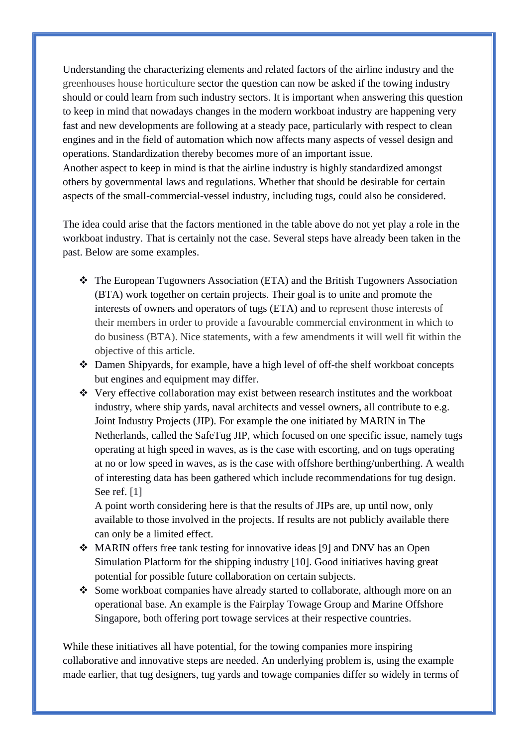Understanding the characterizing elements and related factors of the airline industry and the greenhouses house horticulture sector the question can now be asked if the towing industry should or could learn from such industry sectors. It is important when answering this question to keep in mind that nowadays changes in the modern workboat industry are happening very fast and new developments are following at a steady pace, particularly with respect to clean engines and in the field of automation which now affects many aspects of vessel design and operations. Standardization thereby becomes more of an important issue.
Another aspect to keep in mind is that the airline industry is highly standardized amongst others by governmental laws and regulations. Whether that should be desirable for certain aspects of the small-commercial-vessel industry, including tugs, could also be considered.

The idea could arise that the factors mentioned in the table above do not yet play a role in the workboat industry. That is certainly not the case. Several steps have already been taken in the past. Below are some examples.

- The European Tugowners Association (ETA) and the British Tugowners Association (BTA) work together on certain projects. Their goal is to unite and promote the interests of owners and operators of tugs (ETA) and to represent those interests of their members in order to provide a favourable commercial environment in which to do business (BTA). Nice statements, with a few amendments it will well fit within the objective of this article.
- Damen Shipyards, for example, have a high level of off-the shelf workboat concepts but engines and equipment may differ.
- Very effective collaboration may exist between research institutes and the workboat industry, where ship yards, naval architects and vessel owners, all contribute to e.g. Joint Industry Projects (JIP). For example the one initiated by MARIN in The Netherlands, called the SafeTug JIP, which focused on one specific issue, namely tugs operating at high speed in waves, as is the case with escorting, and on tugs operating at no or low speed in waves, as is the case with offshore berthing/unberthing. A wealth of interesting data has been gathered which include recommendations for tug design. See ref. [1]

  A point worth considering here is that the results of JIPs are, up until now, only available to those involved in the projects. If results are not publicly available there can only be a limited effect.
- MARIN offers free tank testing for innovative ideas [9] and DNV has an Open Simulation Platform for the shipping industry [10]. Good initiatives having great potential for possible future collaboration on certain subjects.
- Some workboat companies have already started to collaborate, although more on an operational base. An example is the Fairplay Towage Group and Marine Offshore Singapore, both offering port towage services at their respective countries.

While these initiatives all have potential, for the towing companies more inspiring collaborative and innovative steps are needed. An underlying problem is, using the example made earlier, that tug designers, tug yards and towage companies differ so widely in terms of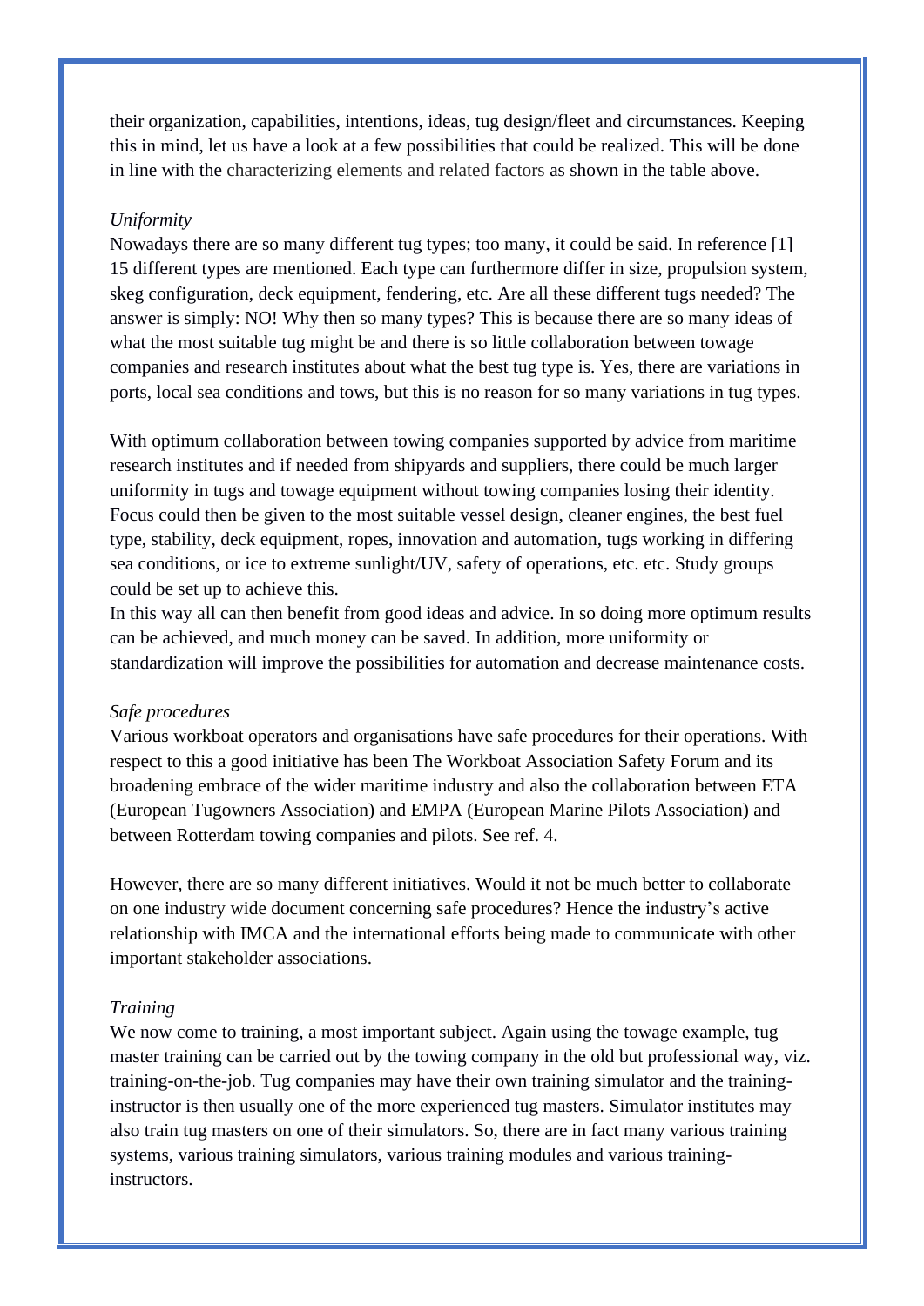their organization, capabilities, intentions, ideas, tug design/fleet and circumstances. Keeping this in mind, let us have a look at a few possibilities that could be realized. This will be done in line with the characterizing elements and related factors as shown in the table above.

*Uniformity*

Nowadays there are so many different tug types; too many, it could be said. In reference [1] 15 different types are mentioned. Each type can furthermore differ in size, propulsion system, skeg configuration, deck equipment, fendering, etc. Are all these different tugs needed? The answer is simply: NO! Why then so many types? This is because there are so many ideas of what the most suitable tug might be and there is so little collaboration between towage companies and research institutes about what the best tug type is. Yes, there are variations in ports, local sea conditions and tows, but this is no reason for so many variations in tug types.

With optimum collaboration between towing companies supported by advice from maritime research institutes and if needed from shipyards and suppliers, there could be much larger uniformity in tugs and towage equipment without towing companies losing their identity. Focus could then be given to the most suitable vessel design, cleaner engines, the best fuel type, stability, deck equipment, ropes, innovation and automation, tugs working in differing sea conditions, or ice to extreme sunlight/UV, safety of operations, etc. etc. Study groups could be set up to achieve this.
In this way all can then benefit from good ideas and advice. In so doing more optimum results can be achieved, and much money can be saved. In addition, more uniformity or standardization will improve the possibilities for automation and decrease maintenance costs.

*Safe procedures*

Various workboat operators and organisations have safe procedures for their operations. With respect to this a good initiative has been The Workboat Association Safety Forum and its broadening embrace of the wider maritime industry and also the collaboration between ETA (European Tugowners Association) and EMPA (European Marine Pilots Association) and between Rotterdam towing companies and pilots. See ref. 4.

However, there are so many different initiatives. Would it not be much better to collaborate on one industry wide document concerning safe procedures? Hence the industry's active relationship with IMCA and the international efforts being made to communicate with other important stakeholder associations.

*Training*

We now come to training, a most important subject. Again using the towage example, tug master training can be carried out by the towing company in the old but professional way, viz. training-on-the-job. Tug companies may have their own training simulator and the training-instructor is then usually one of the more experienced tug masters. Simulator institutes may also train tug masters on one of their simulators. So, there are in fact many various training systems, various training simulators, various training modules and various training-instructors.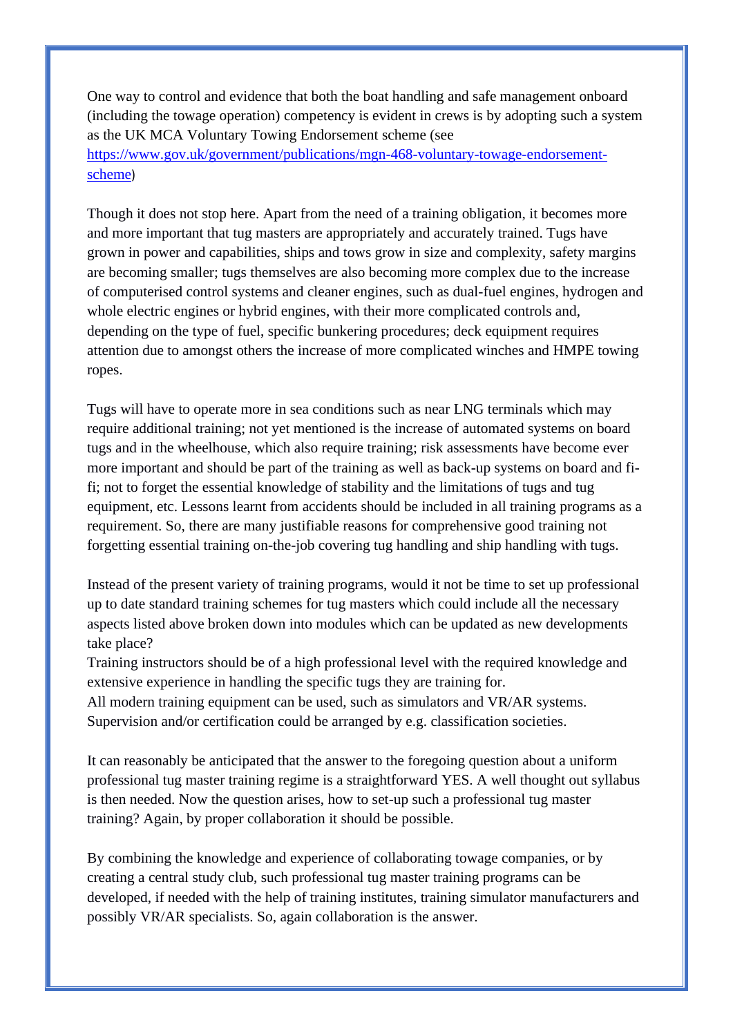One way to control and evidence that both the boat handling and safe management onboard (including the towage operation) competency is evident in crews is by adopting such a system as the UK MCA Voluntary Towing Endorsement scheme (see [https://www.gov.uk/government/publications/mgn-468-voluntary-towage-endorsement-scheme](https://www.gov.uk/government/publications/mgn-468-voluntary-towage-endorsement-scheme))

Though it does not stop here. Apart from the need of a training obligation, it becomes more and more important that tug masters are appropriately and accurately trained. Tugs have grown in power and capabilities, ships and tows grow in size and complexity, safety margins are becoming smaller; tugs themselves are also becoming more complex due to the increase of computerised control systems and cleaner engines, such as dual-fuel engines, hydrogen and whole electric engines or hybrid engines, with their more complicated controls and, depending on the type of fuel, specific bunkering procedures; deck equipment requires attention due to amongst others the increase of more complicated winches and HMPE towing ropes.

Tugs will have to operate more in sea conditions such as near LNG terminals which may require additional training; not yet mentioned is the increase of automated systems on board tugs and in the wheelhouse, which also require training; risk assessments have become ever more important and should be part of the training as well as back-up systems on board and fi-fi; not to forget the essential knowledge of stability and the limitations of tugs and tug equipment, etc. Lessons learnt from accidents should be included in all training programs as a requirement. So, there are many justifiable reasons for comprehensive good training not forgetting essential training on-the-job covering tug handling and ship handling with tugs.

Instead of the present variety of training programs, would it not be time to set up professional up to date standard training schemes for tug masters which could include all the necessary aspects listed above broken down into modules which can be updated as new developments take place?
Training instructors should be of a high professional level with the required knowledge and extensive experience in handling the specific tugs they are training for.
All modern training equipment can be used, such as simulators and VR/AR systems.
Supervision and/or certification could be arranged by e.g. classification societies.

It can reasonably be anticipated that the answer to the foregoing question about a uniform professional tug master training regime is a straightforward YES. A well thought out syllabus is then needed. Now the question arises, how to set-up such a professional tug master training? Again, by proper collaboration it should be possible.

By combining the knowledge and experience of collaborating towage companies, or by creating a central study club, such professional tug master training programs can be developed, if needed with the help of training institutes, training simulator manufacturers and possibly VR/AR specialists. So, again collaboration is the answer.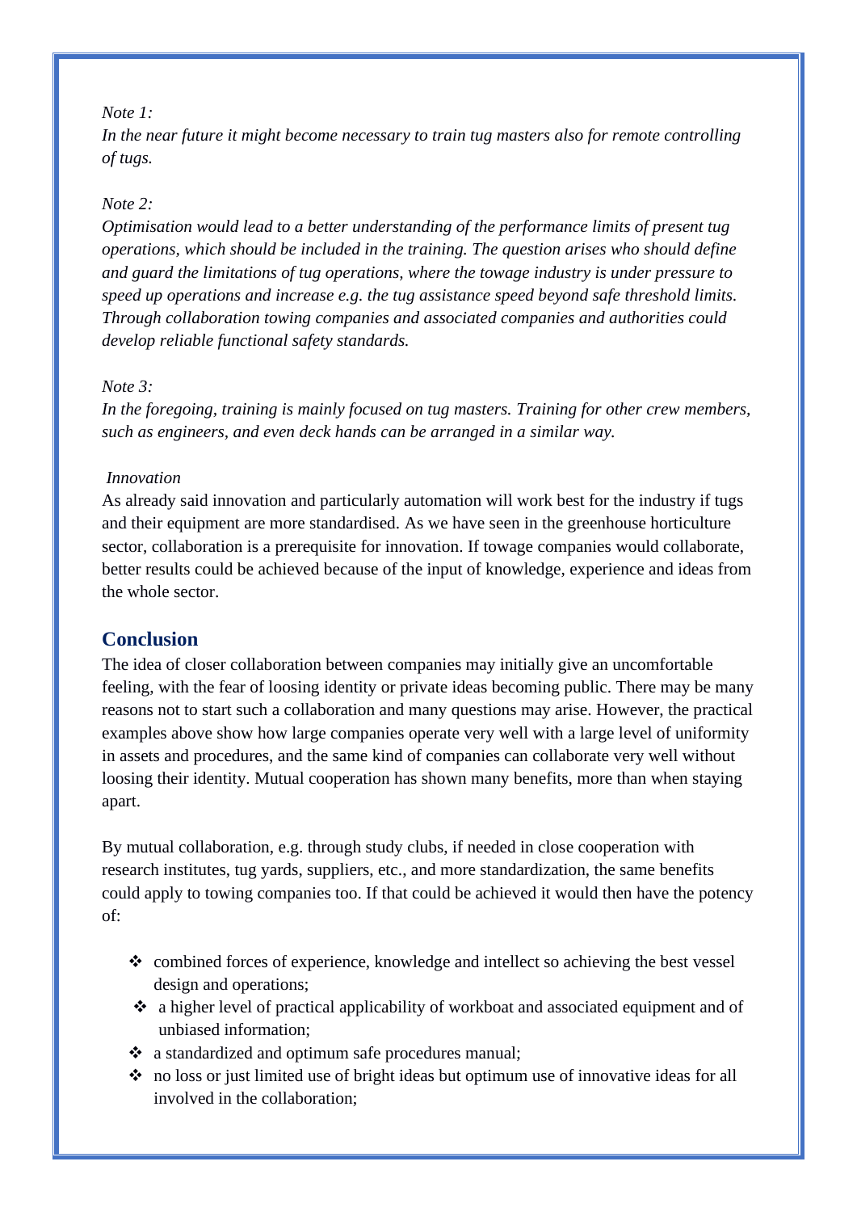*Note 1:*
*In the near future it might become necessary to train tug masters also for remote controlling of tugs.*

*Note 2:*
*Optimisation would lead to a better understanding of the performance limits of present tug operations, which should be included in the training. The question arises who should define and guard the limitations of tug operations, where the towage industry is under pressure to speed up operations and increase e.g. the tug assistance speed beyond safe threshold limits. Through collaboration towing companies and associated companies and authorities could develop reliable functional safety standards.*

*Note 3:*
*In the foregoing, training is mainly focused on tug masters. Training for other crew members, such as engineers, and even deck hands can be arranged in a similar way.*

*Innovation*
As already said innovation and particularly automation will work best for the industry if tugs and their equipment are more standardised. As we have seen in the greenhouse horticulture sector, collaboration is a prerequisite for innovation. If towage companies would collaborate, better results could be achieved because of the input of knowledge, experience and ideas from the whole sector.

## Conclusion

The idea of closer collaboration between companies may initially give an uncomfortable feeling, with the fear of loosing identity or private ideas becoming public. There may be many reasons not to start such a collaboration and many questions may arise. However, the practical examples above show how large companies operate very well with a large level of uniformity in assets and procedures, and the same kind of companies can collaborate very well without loosing their identity. Mutual cooperation has shown many benefits, more than when staying apart.

By mutual collaboration, e.g. through study clubs, if needed in close cooperation with research institutes, tug yards, suppliers, etc., and more standardization, the same benefits could apply to towing companies too. If that could be achieved it would then have the potency of:

- combined forces of experience, knowledge and intellect so achieving the best vessel design and operations;
- a higher level of practical applicability of workboat and associated equipment and of unbiased information;
- a standardized and optimum safe procedures manual;
- no loss or just limited use of bright ideas but optimum use of innovative ideas for all involved in the collaboration;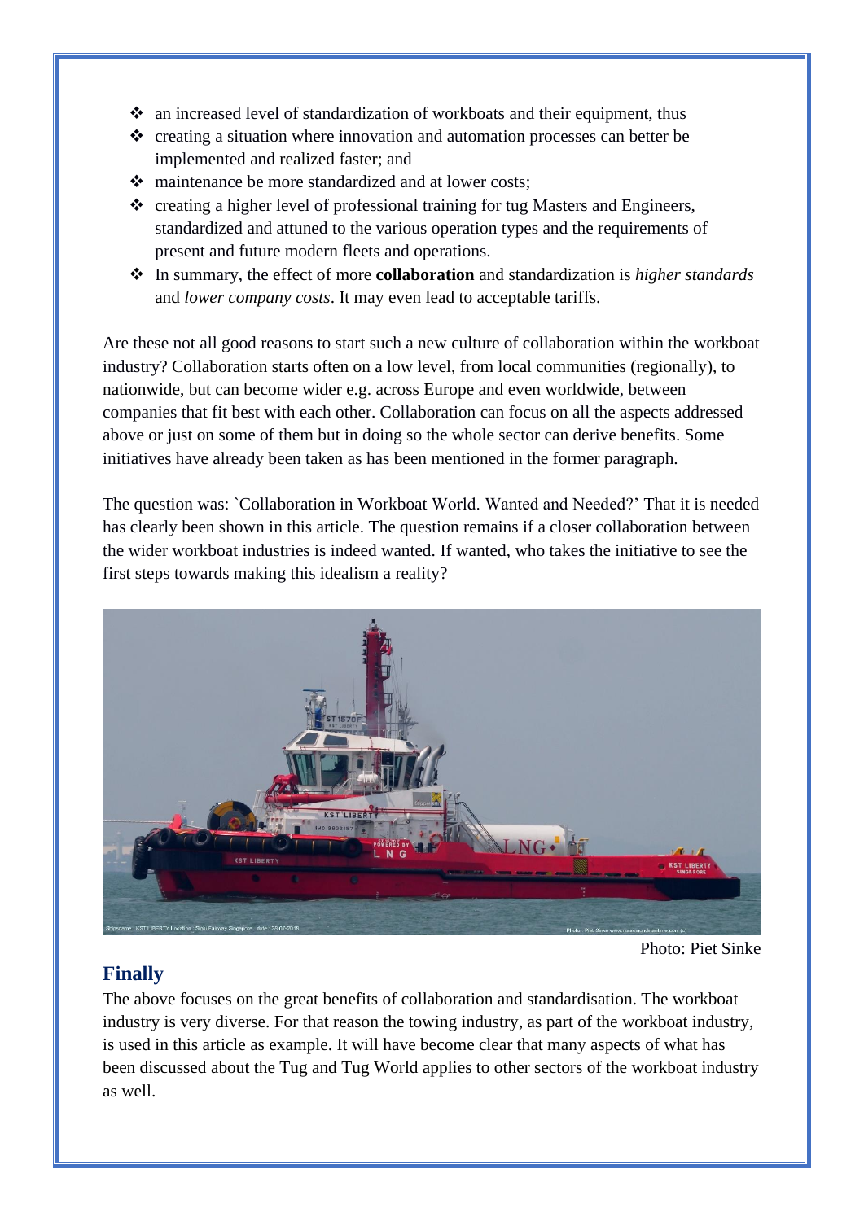- an increased level of standardization of workboats and their equipment, thus
- creating a situation where innovation and automation processes can better be implemented and realized faster; and
- maintenance be more standardized and at lower costs;
- creating a higher level of professional training for tug Masters and Engineers, standardized and attuned to the various operation types and the requirements of present and future modern fleets and operations.
- In summary, the effect of more **collaboration** and standardization is *higher standards* and *lower company costs*. It may even lead to acceptable tariffs.

Are these not all good reasons to start such a new culture of collaboration within the workboat industry? Collaboration starts often on a low level, from local communities (regionally), to nationwide, but can become wider e.g. across Europe and even worldwide, between companies that fit best with each other. Collaboration can focus on all the aspects addressed above or just on some of them but in doing so the whole sector can derive benefits. Some initiatives have already been taken as has been mentioned in the former paragraph.

The question was: `Collaboration in Workboat World. Wanted and Needed?' That it is needed has clearly been shown in this article. The question remains if a closer collaboration between the wider workboat industries is indeed wanted. If wanted, who takes the initiative to see the first steps towards making this idealism a reality?

Photo: Piet Sinke

## Finally

The above focuses on the great benefits of collaboration and standardisation. The workboat industry is very diverse. For that reason the towing industry, as part of the workboat industry, is used in this article as example. It will have become clear that many aspects of what has been discussed about the Tug and Tug World applies to other sectors of the workboat industry as well.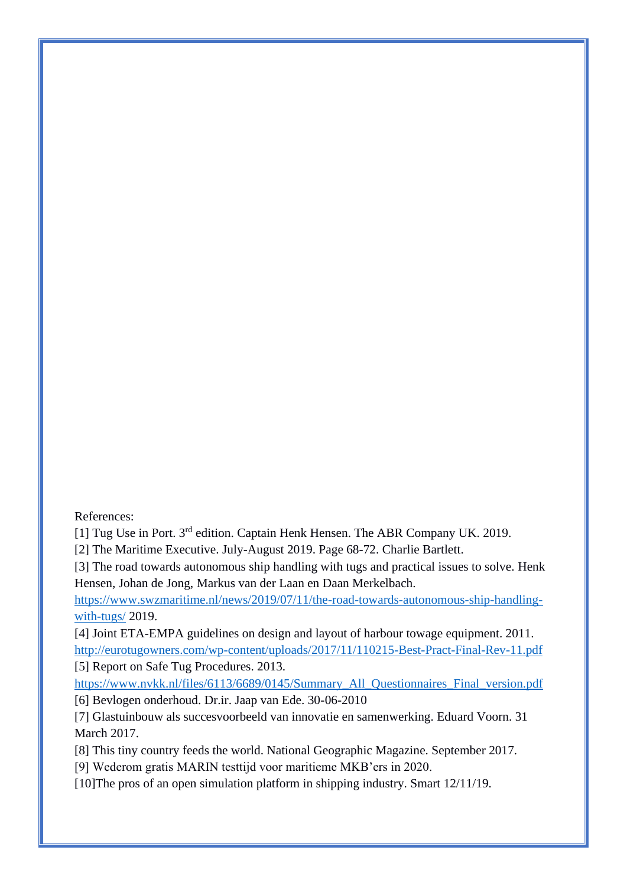References:

[1] Tug Use in Port. 3rd edition. Captain Henk Hensen. The ABR Company UK. 2019.

[2] The Maritime Executive. July-August 2019. Page 68-72. Charlie Bartlett.

[3] The road towards autonomous ship handling with tugs and practical issues to solve. Henk Hensen, Johan de Jong, Markus van der Laan en Daan Merkelbach. https://www.swzmaritime.nl/news/2019/07/11/the-road-towards-autonomous-ship-handling-with-tugs/ 2019.

[4] Joint ETA-EMPA guidelines on design and layout of harbour towage equipment. 2011. http://eurotugowners.com/wp-content/uploads/2017/11/110215-Best-Pract-Final-Rev-11.pdf

[5] Report on Safe Tug Procedures. 2013. https://www.nvkk.nl/files/6113/6689/0145/Summary_All_Questionnaires_Final_version.pdf

[6] Bevlogen onderhoud. Dr.ir. Jaap van Ede. 30-06-2010

[7] Glastuinbouw als succesvoorbeeld van innovatie en samenwerking. Eduard Voorn. 31 March 2017.

[8] This tiny country feeds the world. National Geographic Magazine. September 2017.

[9] Wederom gratis MARIN testtijd voor maritieme MKB'ers in 2020.

[10]The pros of an open simulation platform in shipping industry. Smart 12/11/19.